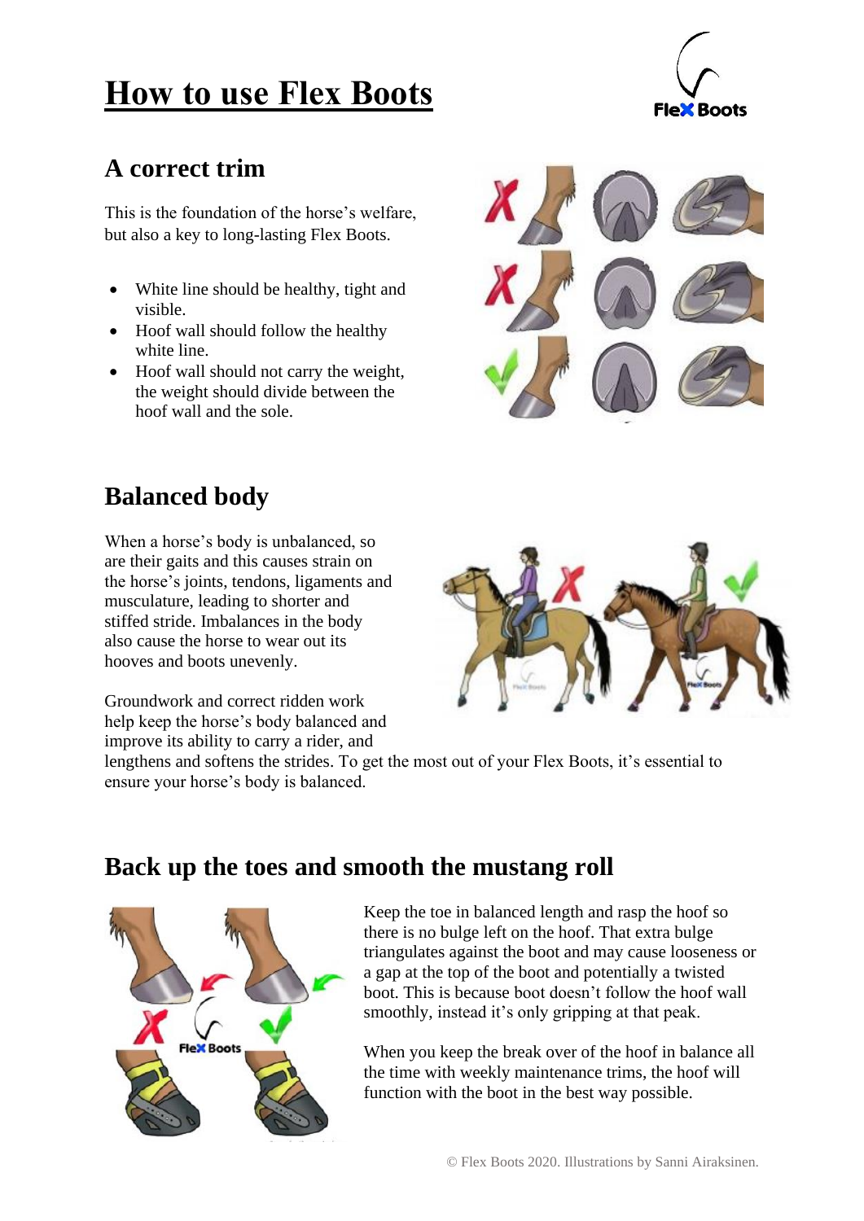# How to use Flex Boots

## A correct trim

This is the foundation of the horse's welfare, but also a key to long-lasting Flex Boots.

- White line should be healthy, tight and visible.
- Hoof wall should follow the healthy white line.
- Hoof wall should not carry the weight, the weight should divide between the hoof wall and the sole.

## Balanced body

When a horse's body is unbalanced, so are their gaits and this causes strain on the horse's joints, tendons, ligaments and musculature, leading to shorter and stiffed stride. Imbalances in the body also cause the horse to wear out its hooves and boots unevenly.

Groundwork and correct ridden work help keep the horse's body balanced and improve its ability to carry a rider, and lengthens and softens the strides. To get the most out of your Flex Boots, it's essential to ensure your horse's body is balanced.

## Back up the toes and smooth the mustang roll

Keep the toe in balanced length and rasp the hoof so there is no bulge left on the hoof. That extra bulge triangulates against the boot and may cause looseness or a gap at the top of the boot and potentially a twisted boot. This is because boot doesn't follow the hoof wall smoothly, instead it's only gripping at that peak.

When you keep the break over of the hoof in balance all the time with weekly maintenance trims, the hoof will function with the boot in the best way possible.

© Flex Boots 2020. Illustrations by Sanni Airaksinen.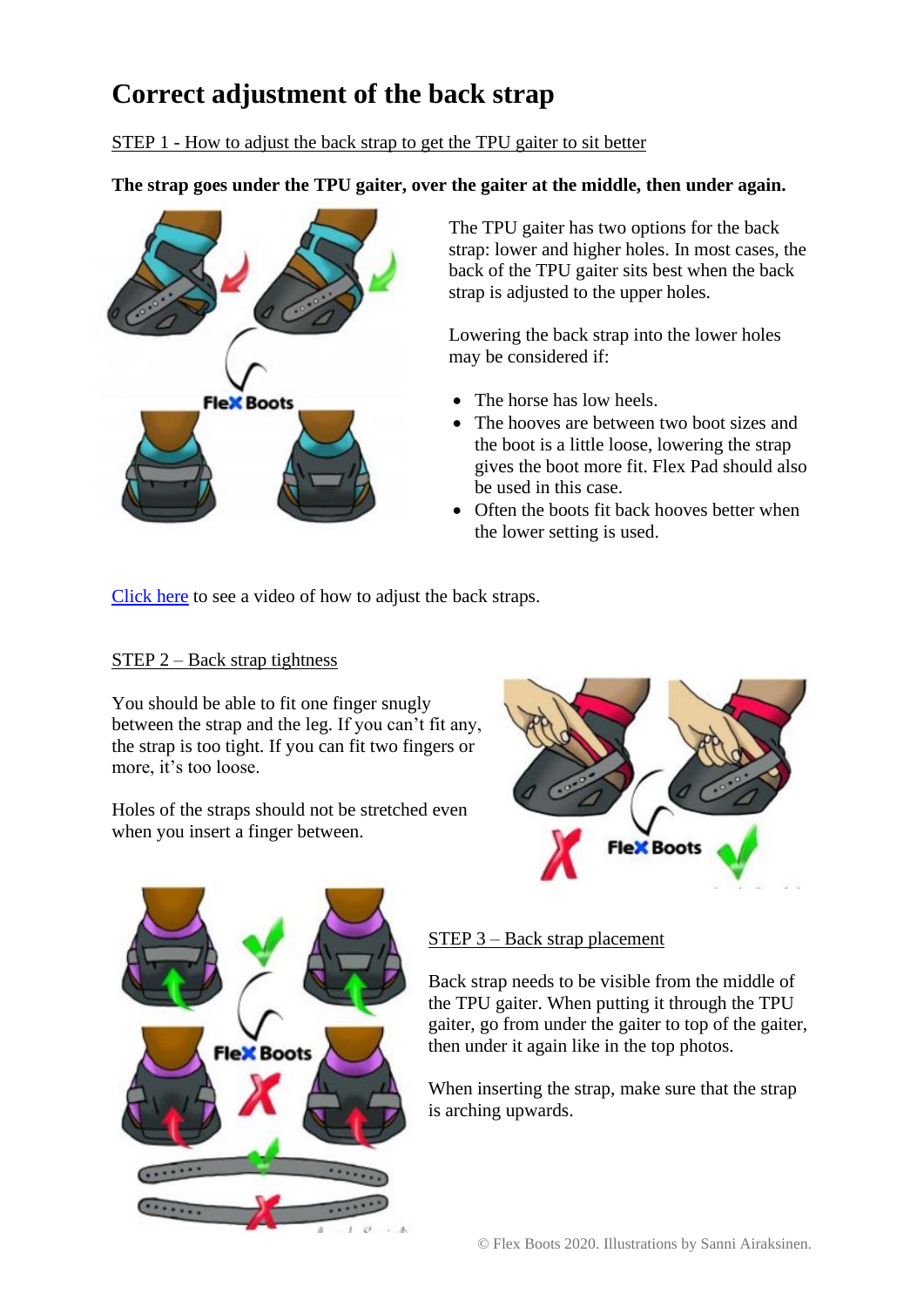# Correct adjustment of the back strap

STEP 1 - How to adjust the back strap to get the TPU gaiter to sit better

**The strap goes under the TPU gaiter, over the gaiter at the middle, then under again.**

The TPU gaiter has two options for the back strap: lower and higher holes. In most cases, the back of the TPU gaiter sits best when the back strap is adjusted to the upper holes.

Lowering the back strap into the lower holes may be considered if:

- The horse has low heels.
- The hooves are between two boot sizes and the boot is a little loose, lowering the strap gives the boot more fit. Flex Pad should also be used in this case.
- Often the boots fit back hooves better when the lower setting is used.

Click here to see a video of how to adjust the back straps.

STEP 2 – Back strap tightness

You should be able to fit one finger snugly between the strap and the leg. If you can't fit any, the strap is too tight. If you can fit two fingers or more, it's too loose.

Holes of the straps should not be stretched even when you insert a finger between.

STEP 3 – Back strap placement

Back strap needs to be visible from the middle of the TPU gaiter. When putting it through the TPU gaiter, go from under the gaiter to top of the gaiter, then under it again like in the top photos.

When inserting the strap, make sure that the strap is arching upwards.

© Flex Boots 2020. Illustrations by Sanni Airaksinen.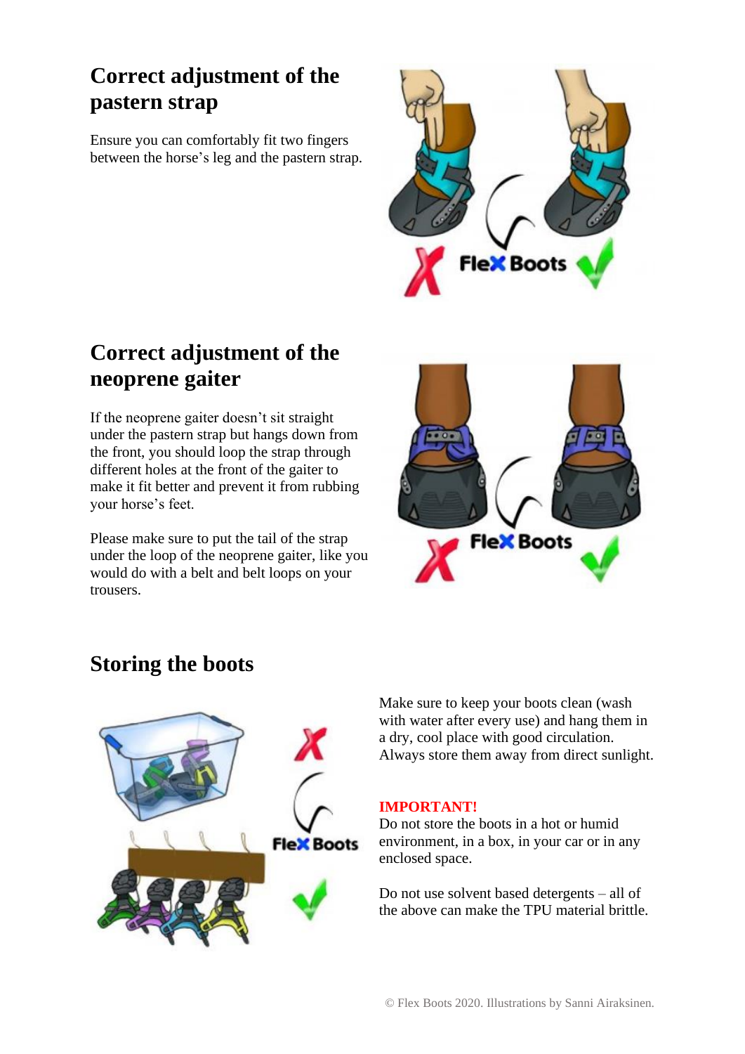## Correct adjustment of the pastern strap

Ensure you can comfortably fit two fingers between the horse's leg and the pastern strap.

## Correct adjustment of the neoprene gaiter

If the neoprene gaiter doesn't sit straight under the pastern strap but hangs down from the front, you should loop the strap through different holes at the front of the gaiter to make it fit better and prevent it from rubbing your horse's feet.

Please make sure to put the tail of the strap under the loop of the neoprene gaiter, like you would do with a belt and belt loops on your trousers.

## Storing the boots

Make sure to keep your boots clean (wash with water after every use) and hang them in a dry, cool place with good circulation. Always store them away from direct sunlight.

**IMPORTANT!**
Do not store the boots in a hot or humid environment, in a box, in your car or in any enclosed space.

Do not use solvent based detergents – all of the above can make the TPU material brittle.

© Flex Boots 2020. Illustrations by Sanni Airaksinen.